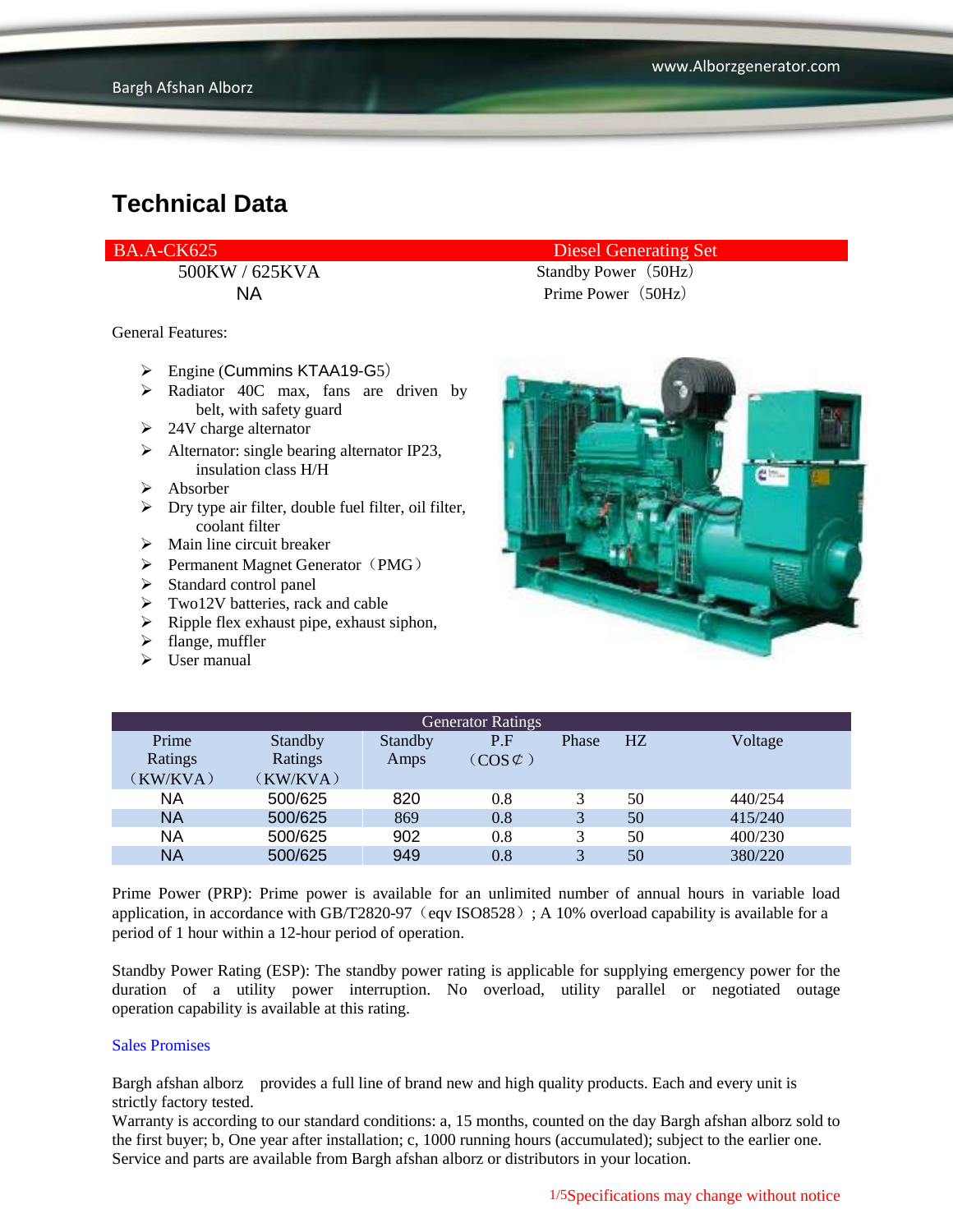# Technical Data

| BA.A-CK625 | Diesel Generating Set |
|---|---|
| 500KW / 625KVA | Standby Power（50Hz） |
| NA | Prime Power（50Hz） |

General Features:

- Engine (Cummins KTAA19-G5)
- Radiator 40C max, fans are driven by belt, with safety guard
- 24V charge alternator
- Alternator: single bearing alternator IP23, insulation class H/H
- Absorber
- Dry type air filter, double fuel filter, oil filter, coolant filter
- Main line circuit breaker
- Permanent Magnet Generator（PMG）
- Standard control panel
- Two12V batteries, rack and cable
- Ripple flex exhaust pipe, exhaust siphon,
- flange, muffler
- User manual

| Generator Ratings | | | | | | |
|---|---|---|---|---|---|---|
| Prime Ratings（KW/KVA） | Standby Ratings（KW/KVA） | Standby Amps | P.F（COS¢） | Phase | HZ | Voltage |
| NA | 500/625 | 820 | 0.8 | 3 | 50 | 440/254 |
| NA | 500/625 | 869 | 0.8 | 3 | 50 | 415/240 |
| NA | 500/625 | 902 | 0.8 | 3 | 50 | 400/230 |
| NA | 500/625 | 949 | 0.8 | 3 | 50 | 380/220 |

Prime Power (PRP): Prime power is available for an unlimited number of annual hours in variable load application, in accordance with GB/T2820-97（eqv ISO8528）; A 10% overload capability is available for a period of 1 hour within a 12-hour period of operation.

Standby Power Rating (ESP): The standby power rating is applicable for supplying emergency power for the duration of a utility power interruption. No overload, utility parallel or negotiated outage operation capability is available at this rating.

Sales Promises

Bargh afshan alborz provides a full line of brand new and high quality products. Each and every unit is strictly factory tested.
Warranty is according to our standard conditions: a, 15 months, counted on the day Bargh afshan alborz sold to the first buyer; b, One year after installation; c, 1000 running hours (accumulated); subject to the earlier one.
Service and parts are available from Bargh afshan alborz or distributors in your location.

Specifications may change without notice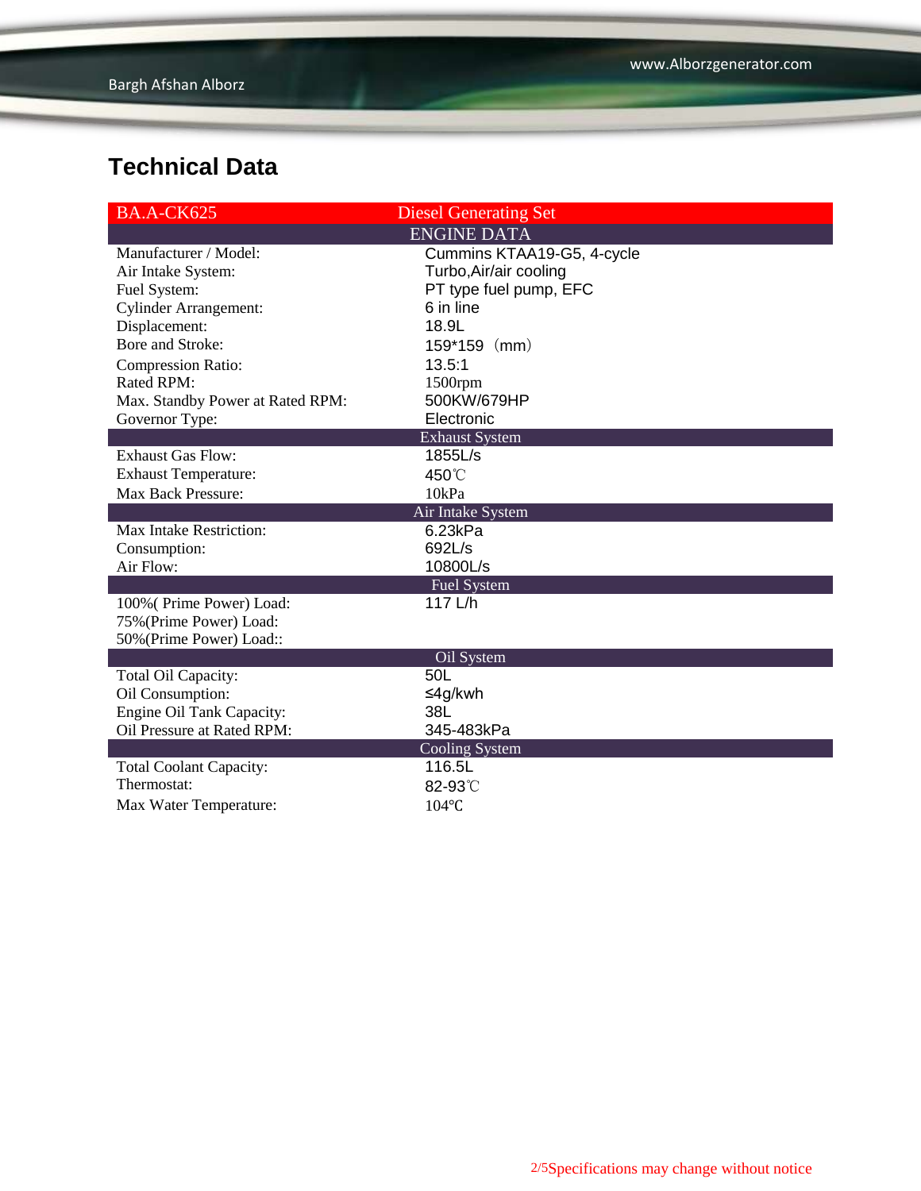## Technical Data

| BA.A-CK625 | Diesel Generating Set |
|---|---|
| **ENGINE DATA** | |
| Manufacturer / Model: | Cummins KTAA19-G5, 4-cycle |
| Air Intake System: | Turbo,Air/air cooling |
| Fuel System: | PT type fuel pump, EFC |
| Cylinder Arrangement: | 6 in line |
| Displacement: | 18.9L |
| Bore and Stroke: | 159*159（mm） |
| Compression Ratio: | 13.5:1 |
| Rated RPM: | 1500rpm |
| Max. Standby Power at Rated RPM: | 500KW/679HP |
| Governor Type: | Electronic |
| **Exhaust System** | |
| Exhaust Gas Flow: | 1855L/s |
| Exhaust Temperature: | 450℃ |
| Max Back Pressure: | 10kPa |
| **Air Intake System** | |
| Max Intake Restriction: | 6.23kPa |
| Consumption: | 692L/s |
| Air Flow: | 10800L/s |
| **Fuel System** | |
| 100%( Prime Power) Load: | 117 L/h |
| 75%(Prime Power) Load: | |
| 50%(Prime Power) Load:: | |
| **Oil System** | |
| Total Oil Capacity: | 50L |
| Oil Consumption: | ≤4g/kwh |
| Engine Oil Tank Capacity: | 38L |
| Oil Pressure at Rated RPM: | 345-483kPa |
| **Cooling System** | |
| Total Coolant Capacity: | 116.5L |
| Thermostat: | 82-93℃ |
| Max Water Temperature: | 104℃ |

Specifications may change without notice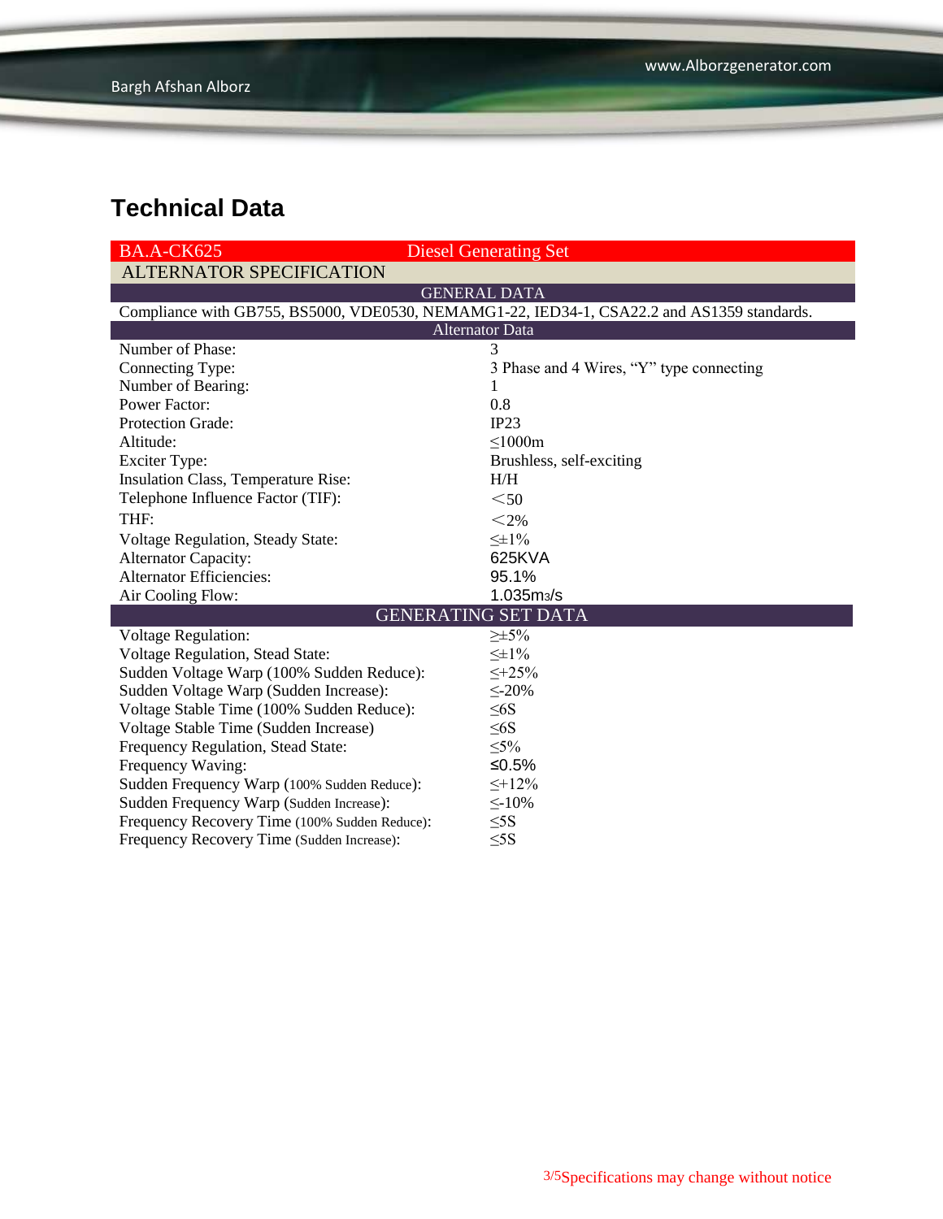# Technical Data

| BA.A-CK625 | Diesel Generating Set |
|---|---|
| **ALTERNATOR SPECIFICATION** | |
| **GENERAL DATA** | |
| Compliance with GB755, BS5000, VDE0530, NEMAMG1-22, IED34-1, CSA22.2 and AS1359 standards. | |
| **Alternator Data** | |
| Number of Phase: | 3 |
| Connecting Type: | 3 Phase and 4 Wires, “Y” type connecting |
| Number of Bearing: | 1 |
| Power Factor: | 0.8 |
| Protection Grade: | IP23 |
| Altitude: | ≤1000m |
| Exciter Type: | Brushless, self-exciting |
| Insulation Class, Temperature Rise: | H/H |
| Telephone Influence Factor (TIF): | ＜50 |
| THF: | ＜2% |
| Voltage Regulation, Steady State: | ≤±1% |
| Alternator Capacity: | 625KVA |
| Alternator Efficiencies: | 95.1% |
| Air Cooling Flow: | 1.035m3/s |
| **GENERATING SET DATA** | |
| Voltage Regulation: | ≥±5% |
| Voltage Regulation, Stead State: | ≤±1% |
| Sudden Voltage Warp (100% Sudden Reduce): | ≤+25% |
| Sudden Voltage Warp (Sudden Increase): | ≤-20% |
| Voltage Stable Time (100% Sudden Reduce): | ≤6S |
| Voltage Stable Time (Sudden Increase) | ≤6S |
| Frequency Regulation, Stead State: | ≤5% |
| Frequency Waving: | ≤0.5% |
| Sudden Frequency Warp (100% Sudden Reduce): | ≤+12% |
| Sudden Frequency Warp (Sudden Increase): | ≤-10% |
| Frequency Recovery Time (100% Sudden Reduce): | ≤5S |
| Frequency Recovery Time (Sudden Increase): | ≤5S |

Specifications may change without notice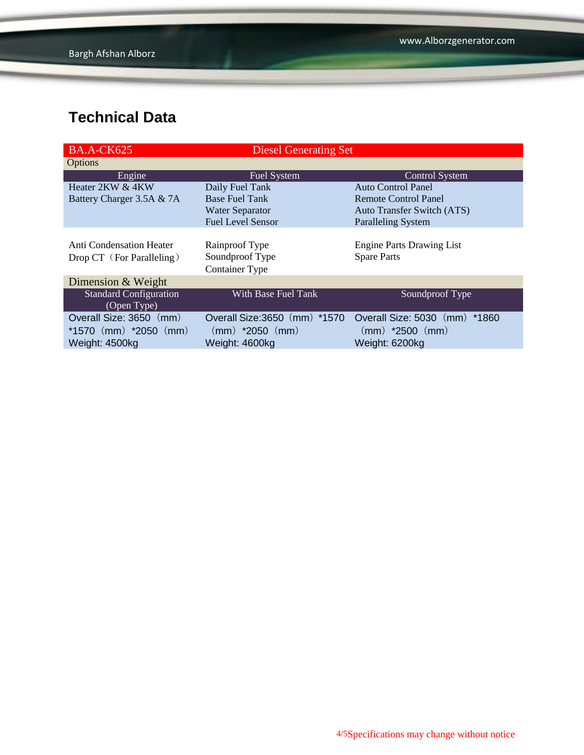## Technical Data

| BA.A-CK625 | Diesel Generating Set | |
|---|---|---|
| Options | | |
| Engine | Fuel System | Control System |
| Heater 2KW & 4KW<br>Battery Charger 3.5A & 7A | Daily Fuel Tank<br>Base Fuel Tank<br>Water Separator<br>Fuel Level Sensor | Auto Control Panel<br>Remote Control Panel<br>Auto Transfer Switch (ATS)<br>Paralleling System |
| Anti Condensation Heater<br>Drop CT（For Paralleling） | Rainproof Type<br>Soundproof Type<br>Container Type | Engine Parts Drawing List<br>Spare Parts |
| Dimension & Weight | | |
| Standard Configuration (Open Type) | With Base Fuel Tank | Soundproof Type |
| Overall Size: 3650（mm）*1570（mm）*2050（mm）<br>Weight: 4500kg | Overall Size:3650（mm）*1570（mm）*2050（mm）<br>Weight: 4600kg | Overall Size: 5030（mm）*1860（mm）*2500（mm）<br>Weight: 6200kg |

Specifications may change without notice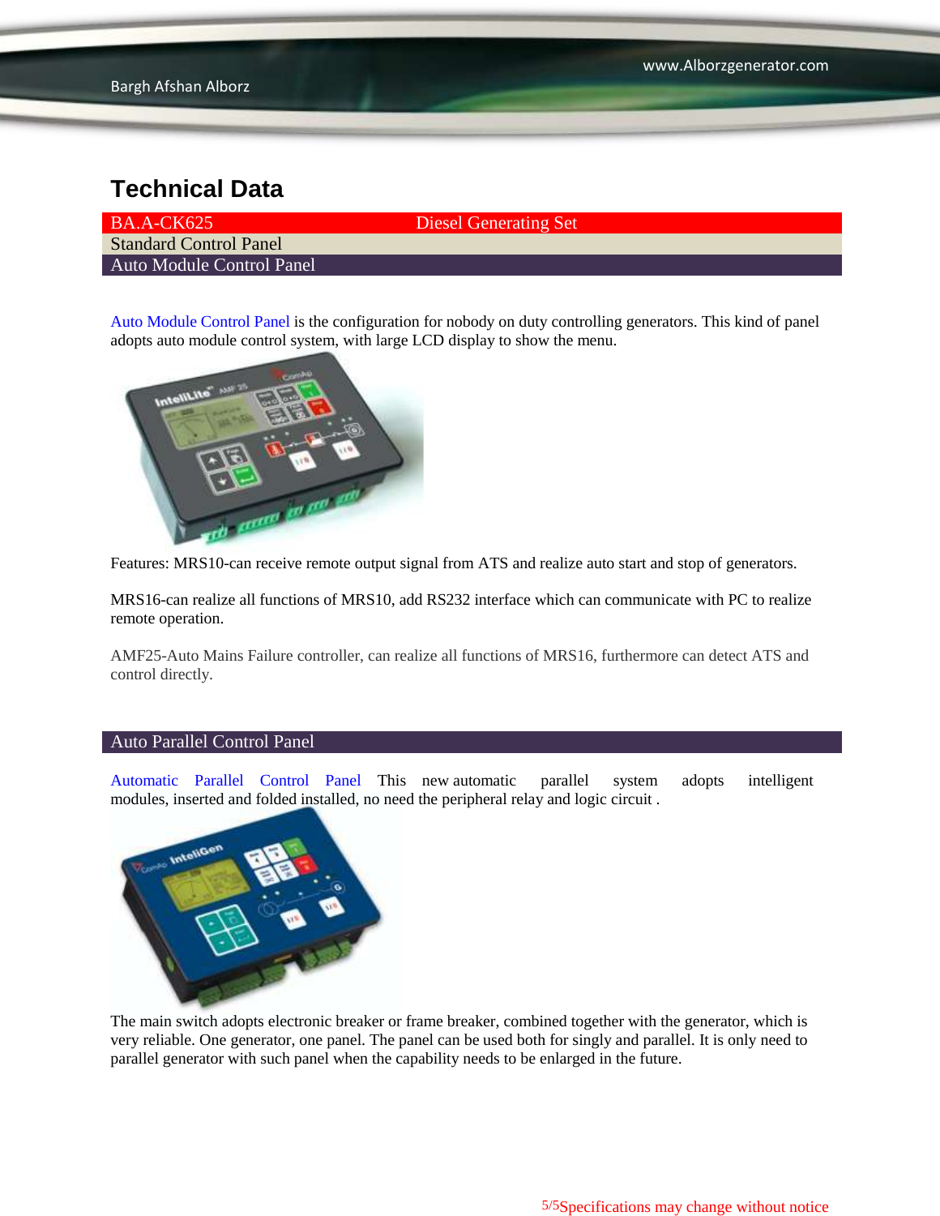## Technical Data

| | |
|---|---|
| BA.A-CK625 | Diesel Generating Set |
| Standard Control Panel | |
| Auto Module Control Panel | |

Auto Module Control Panel is the configuration for nobody on duty controlling generators. This kind of panel adopts auto module control system, with large LCD display to show the menu.

Features: MRS10-can receive remote output signal from ATS and realize auto start and stop of generators.

MRS16-can realize all functions of MRS10, add RS232 interface which can communicate with PC to realize remote operation.

AMF25-Auto Mains Failure controller, can realize all functions of MRS16, furthermore can detect ATS and control directly.

### Auto Parallel Control Panel

Automatic Parallel Control Panel This new automatic parallel system adopts intelligent modules, inserted and folded installed, no need the peripheral relay and logic circuit .

The main switch adopts electronic breaker or frame breaker, combined together with the generator, which is very reliable. One generator, one panel. The panel can be used both for singly and parallel. It is only need to parallel generator with such panel when the capability needs to be enlarged in the future.

Specifications may change without notice